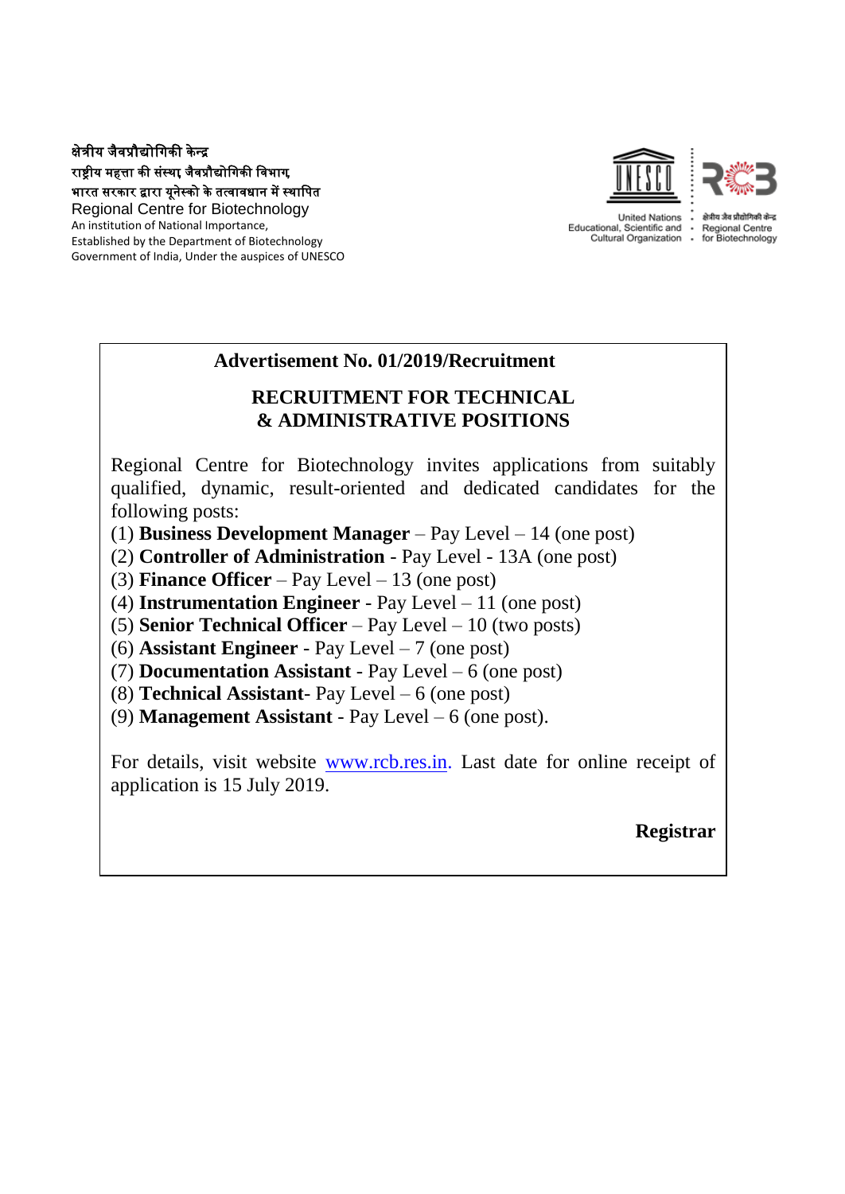क्षेत्रीय जैवप्रौद्योगिकी केन्द्र
राष्ट्रीय महत्ता की संस्था, जैवप्रौद्योगिकी विभाग,
भारत सरकार द्वारा यूनेस्को के तत्वावधान में स्थापित
Regional Centre for Biotechnology
An institution of National Importance,
Established by the Department of Biotechnology
Government of India, Under the auspices of UNESCO

United Nations Educational, Scientific and Cultural Organization · क्षेत्रीय जैव प्रौद्योगिकी केन्द्र · Regional Centre for Biotechnology

## Advertisement No. 01/2019/Recruitment

## RECRUITMENT FOR TECHNICAL & ADMINISTRATIVE POSITIONS

Regional Centre for Biotechnology invites applications from suitably qualified, dynamic, result-oriented and dedicated candidates for the following posts:

(1) **Business Development Manager** – Pay Level – 14 (one post)
(2) **Controller of Administration** - Pay Level - 13A (one post)
(3) **Finance Officer** – Pay Level – 13 (one post)
(4) **Instrumentation Engineer** - Pay Level – 11 (one post)
(5) **Senior Technical Officer** – Pay Level – 10 (two posts)
(6) **Assistant Engineer** - Pay Level – 7 (one post)
(7) **Documentation Assistant** - Pay Level – 6 (one post)
(8) **Technical Assistant**- Pay Level – 6 (one post)
(9) **Management Assistant** - Pay Level – 6 (one post).

For details, visit website www.rcb.res.in. Last date for online receipt of application is 15 July 2019.

**Registrar**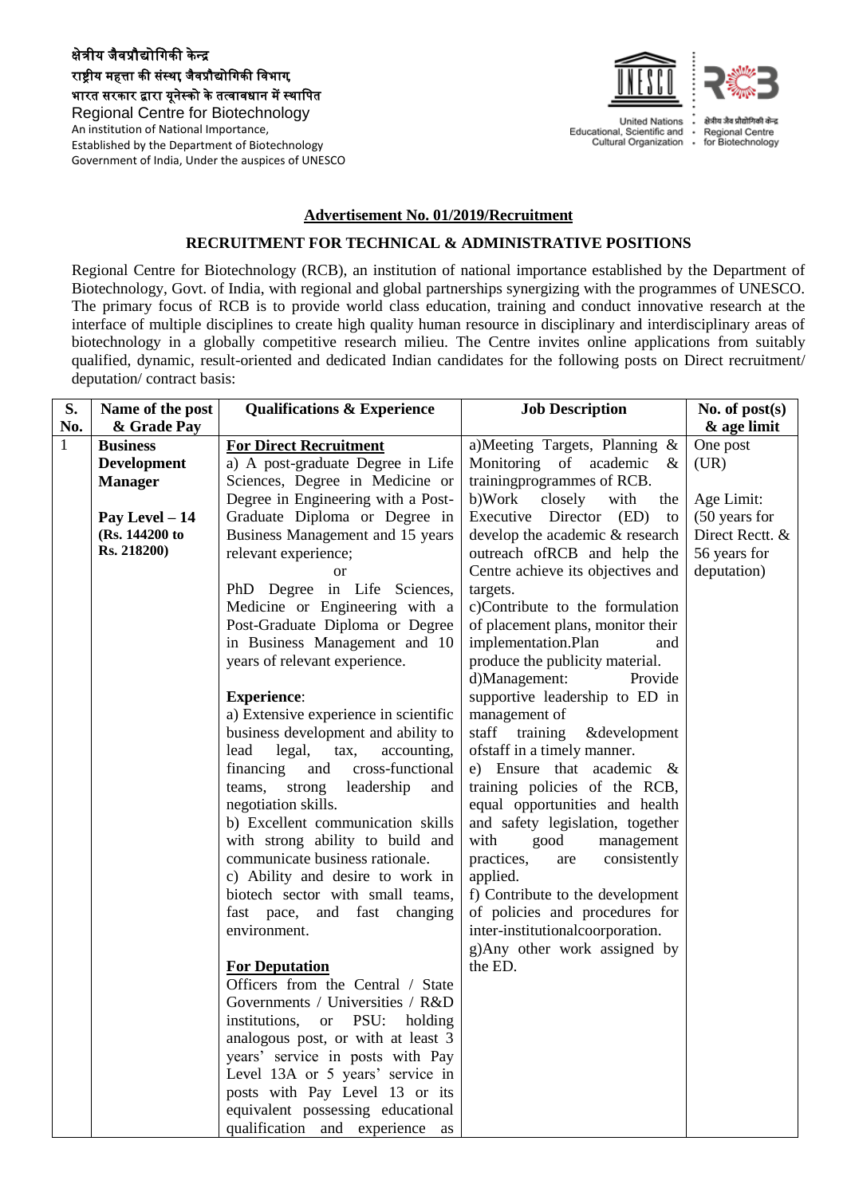क्षेत्रीय जैवप्रौद्योगिकी केन्द्र
राष्ट्रीय महत्ता की संस्था, जैवप्रौद्योगिकी विभाग,
भारत सरकार द्वारा यूनेस्को के तत्वावधान में स्थापित
Regional Centre for Biotechnology
An institution of National Importance,
Established by the Department of Biotechnology
Government of India, Under the auspices of UNESCO

United Nations Educational, Scientific and Cultural Organization

क्षेत्रीय जैव प्रौद्योगिकी केन्द्र
Regional Centre for Biotechnology

**Advertisement No. 01/2019/Recruitment**

**RECRUITMENT FOR TECHNICAL & ADMINISTRATIVE POSITIONS**

Regional Centre for Biotechnology (RCB), an institution of national importance established by the Department of Biotechnology, Govt. of India, with regional and global partnerships synergizing with the programmes of UNESCO. The primary focus of RCB is to provide world class education, training and conduct innovative research at the interface of multiple disciplines to create high quality human resource in disciplinary and interdisciplinary areas of biotechnology in a globally competitive research milieu. The Centre invites online applications from suitably qualified, dynamic, result-oriented and dedicated Indian candidates for the following posts on Direct recruitment/ deputation/ contract basis:

| S. No. | Name of the post & Grade Pay | Qualifications & Experience | Job Description | No. of post(s) & age limit |
|---|---|---|---|---|
| 1 | **Business Development Manager**<br><br>**Pay Level – 14**<br>**(Rs. 144200 to Rs. 218200)** | **For Direct Recruitment**<br>a) A post-graduate Degree in Life Sciences, Degree in Medicine or Degree in Engineering with a Post-Graduate Diploma or Degree in Business Management and 15 years relevant experience;<br>or<br>PhD Degree in Life Sciences, Medicine or Engineering with a Post-Graduate Diploma or Degree in Business Management and 10 years of relevant experience.<br><br>**Experience**:<br>a) Extensive experience in scientific business development and ability to lead legal, tax, accounting, financing and cross-functional teams, strong leadership and negotiation skills.<br>b) Excellent communication skills with strong ability to build and communicate business rationale.<br>c) Ability and desire to work in biotech sector with small teams, fast pace, and fast changing environment.<br><br>**For Deputation**<br>Officers from the Central / State Governments / Universities / R&D institutions, or PSU: holding analogous post, or with at least 3 years' service in posts with Pay Level 13A or 5 years' service in posts with Pay Level 13 or its equivalent possessing educational qualification and experience as | a)Meeting Targets, Planning & Monitoring of academic & trainingprogrammes of RCB.<br>b)Work closely with the Executive Director (ED) to develop the academic & research outreach ofRCB and help the Centre achieve its objectives and targets.<br>c)Contribute to the formulation of placement plans, monitor their implementation.Plan and produce the publicity material.<br>d)Management: Provide supportive leadership to ED in management of staff training &development ofstaff in a timely manner.<br>e) Ensure that academic & training policies of the RCB, equal opportunities and health and safety legislation, together with good management practices, are consistently applied.<br>f) Contribute to the development of policies and procedures for inter-institutionalcoorporation.<br>g)Any other work assigned by the ED. | One post (UR)<br><br>Age Limit: (50 years for Direct Rectt. & 56 years for deputation) |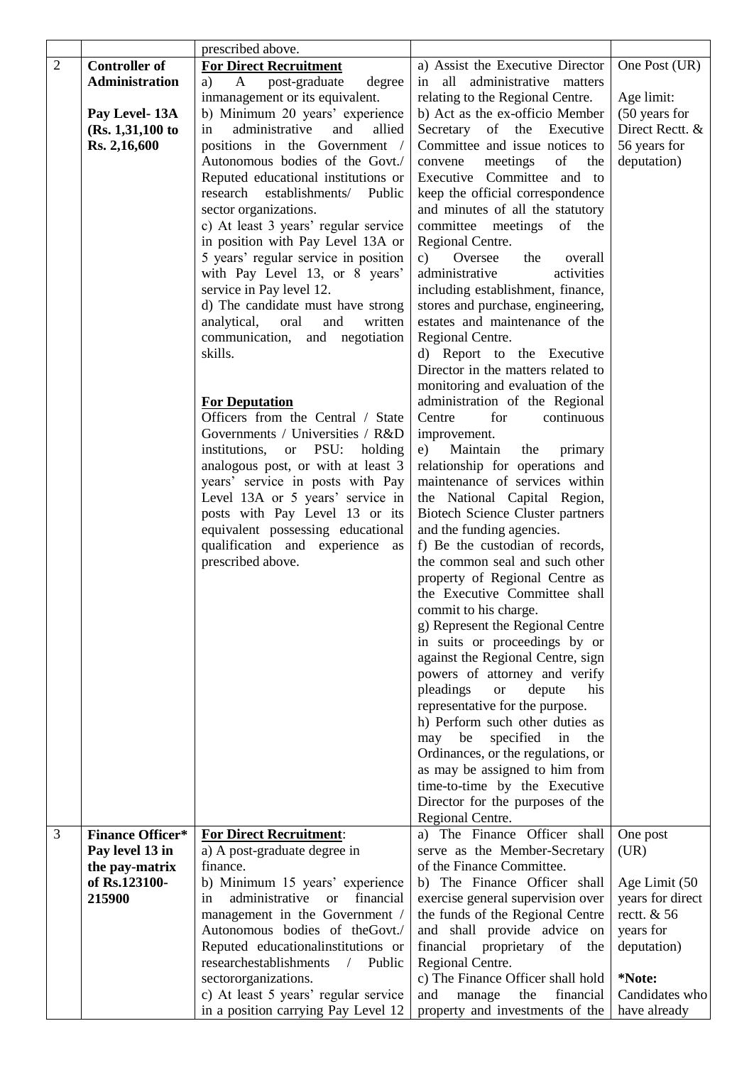|  |  | prescribed above. |  |  |
|---|---|---|---|---|
| 2 | **Controller of Administration**<br><br>**Pay Level- 13A (Rs. 1,31,100 to Rs. 2,16,600** | **<u>For Direct Recruitment</u>**<br>a) A post-graduate degree inmanagement or its equivalent.<br>b) Minimum 20 years' experience in administrative and allied positions in the Government / Autonomous bodies of the Govt./ Reputed educational institutions or research establishments/ Public sector organizations.<br>c) At least 3 years' regular service in position with Pay Level 13A or 5 years' regular service in position with Pay Level 13, or 8 years' service in Pay level 12.<br>d) The candidate must have strong analytical, oral and written communication, and negotiation skills.<br><br>**<u>For Deputation</u>**<br>Officers from the Central / State Governments / Universities / R&D institutions, or PSU: holding analogous post, or with at least 3 years' service in posts with Pay Level 13A or 5 years' service in posts with Pay Level 13 or its equivalent possessing educational qualification and experience as prescribed above. | a) Assist the Executive Director in all administrative matters relating to the Regional Centre.<br>b) Act as the ex-officio Member Secretary of the Executive Committee and issue notices to convene meetings of the Executive Committee and to keep the official correspondence and minutes of all the statutory committee meetings of the Regional Centre.<br>c) Oversee the overall administrative activities including establishment, finance, stores and purchase, engineering, estates and maintenance of the Regional Centre.<br>d) Report to the Executive Director in the matters related to monitoring and evaluation of the administration of the Regional Centre for continuous improvement.<br>e) Maintain the primary relationship for operations and maintenance of services within the National Capital Region, Biotech Science Cluster partners and the funding agencies.<br>f) Be the custodian of records, the common seal and such other property of Regional Centre as the Executive Committee shall commit to his charge.<br>g) Represent the Regional Centre in suits or proceedings by or against the Regional Centre, sign powers of attorney and verify pleadings or depute his representative for the purpose.<br>h) Perform such other duties as may be specified in the Ordinances, or the regulations, or as may be assigned to him from time-to-time by the Executive Director for the purposes of the Regional Centre. | One Post (UR)<br><br>Age limit: (50 years for Direct Rectt. & 56 years for deputation) |
| 3 | **Finance Officer* Pay level 13 in the pay-matrix of Rs.123100-215900** | **<u>For Direct Recruitment</u>**:<br>a) A post-graduate degree in finance.<br>b) Minimum 15 years' experience in administrative or financial management in the Government / Autonomous bodies of theGovt./ Reputed educationalinstitutions or researchestablishments / Public sectororganizations.<br>c) At least 5 years' regular service in a position carrying Pay Level 12 | a) The Finance Officer shall serve as the Member-Secretary of the Finance Committee.<br>b) The Finance Officer shall exercise general supervision over the funds of the Regional Centre and shall provide advice on financial proprietary of the Regional Centre.<br>c) The Finance Officer shall hold and manage the financial property and investments of the | One post (UR)<br><br>Age Limit (50 years for direct rectt. & 56 years for deputation)<br><br>***Note:** Candidates who have already |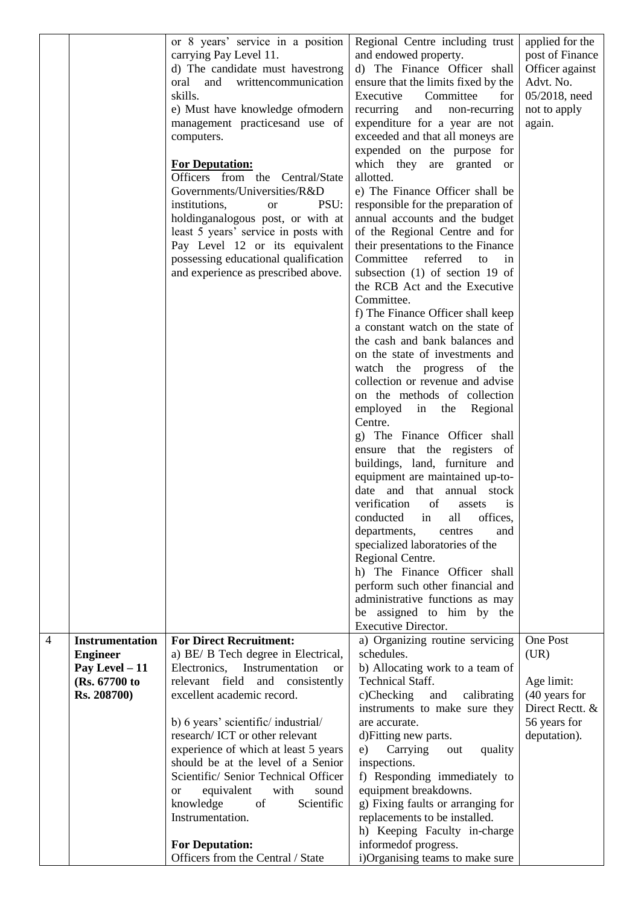| | | | | |
|---|---|---|---|---|
| | | or 8 years' service in a position carrying Pay Level 11.<br>d) The candidate must havestrong oral and writtencommunication skills.<br>e) Must have knowledge ofmodern management practicesand use of computers.<br><br>**For Deputation:**<br>Officers from the Central/State Governments/Universities/R&D institutions, or PSU: holdinganalogous post, or with at least 5 years' service in posts with Pay Level 12 or its equivalent possessing educational qualification and experience as prescribed above. | Regional Centre including trust and endowed property.<br>d) The Finance Officer shall ensure that the limits fixed by the Executive Committee for recurring and non-recurring expenditure for a year are not exceeded and that all moneys are expended on the purpose for which they are granted or allotted.<br>e) The Finance Officer shall be responsible for the preparation of annual accounts and the budget of the Regional Centre and for their presentations to the Finance Committee referred to in subsection (1) of section 19 of the RCB Act and the Executive Committee.<br>f) The Finance Officer shall keep a constant watch on the state of the cash and bank balances and on the state of investments and watch the progress of the collection or revenue and advise on the methods of collection employed in the Regional Centre.<br>g) The Finance Officer shall ensure that the registers of buildings, land, furniture and equipment are maintained up-to-date and that annual stock verification of assets is conducted in all offices, departments, centres and specialized laboratories of the Regional Centre.<br>h) The Finance Officer shall perform such other financial and administrative functions as may be assigned to him by the Executive Director. | applied for the post of Finance Officer against Advt. No. 05/2018, need not to apply again. |
| 4 | **Instrumentation Engineer**<br>**Pay Level – 11 (Rs. 67700 to Rs. 208700)** | **For Direct Recruitment:**<br>a) BE/ B Tech degree in Electrical, Electronics, Instrumentation or relevant field and consistently excellent academic record.<br><br>b) 6 years' scientific/ industrial/ research/ ICT or other relevant experience of which at least 5 years should be at the level of a Senior Scientific/ Senior Technical Officer or equivalent with sound knowledge of Scientific Instrumentation.<br><br>**For Deputation:**<br>Officers from the Central / State | a) Organizing routine servicing schedules.<br>b) Allocating work to a team of Technical Staff.<br>c)Checking and calibrating instruments to make sure they are accurate.<br>d)Fitting new parts.<br>e) Carrying out quality inspections.<br>f) Responding immediately to equipment breakdowns.<br>g) Fixing faults or arranging for replacements to be installed.<br>h) Keeping Faculty in-charge informedof progress.<br>i)Organising teams to make sure | One Post (UR)<br><br>Age limit: (40 years for Direct Rectt. & 56 years for deputation). |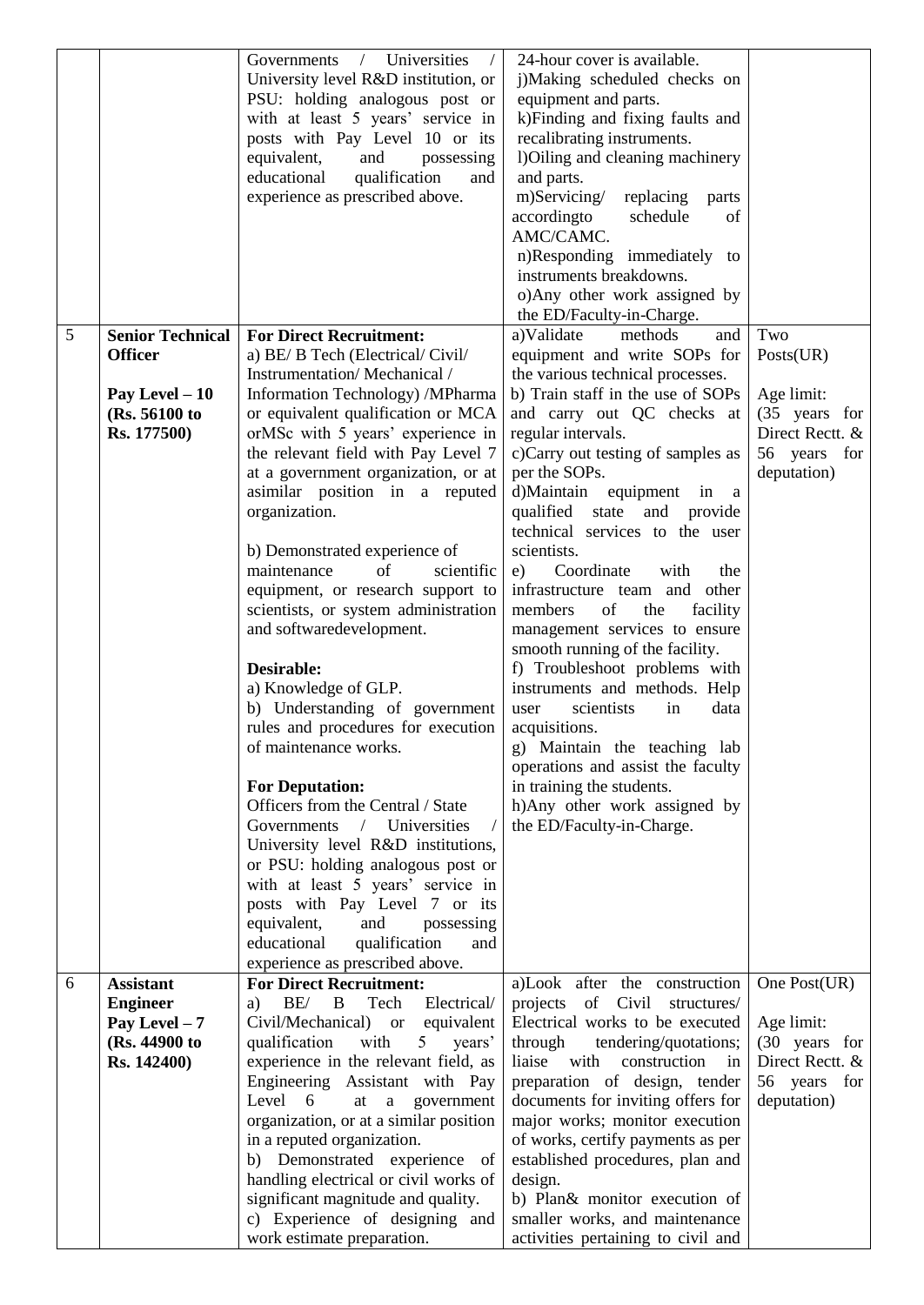| | | | | |
|---|---|---|---|---|
| | | Governments / Universities / University level R&D institution, or PSU: holding analogous post or with at least 5 years' service in posts with Pay Level 10 or its equivalent, and possessing educational qualification and experience as prescribed above. | 24-hour cover is available.<br>j)Making scheduled checks on equipment and parts.<br>k)Finding and fixing faults and recalibrating instruments.<br>l)Oiling and cleaning machinery and parts.<br>m)Servicing/ replacing parts accordingto schedule of AMC/CAMC.<br>n)Responding immediately to instruments breakdowns.<br>o)Any other work assigned by the ED/Faculty-in-Charge. | |
| 5 | **Senior Technical Officer**<br><br>**Pay Level – 10 (Rs. 56100 to Rs. 177500)** | **For Direct Recruitment:**<br>a) BE/ B Tech (Electrical/ Civil/ Instrumentation/ Mechanical / Information Technology) /MPharma or equivalent qualification or MCA orMSc with 5 years' experience in the relevant field with Pay Level 7 at a government organization, or at asimilar position in a reputed organization.<br><br>b) Demonstrated experience of maintenance of scientific equipment, or research support to scientists, or system administration and softwaredevelopment.<br><br>**Desirable:**<br>a) Knowledge of GLP.<br>b) Understanding of government rules and procedures for execution of maintenance works.<br><br>**For Deputation:**<br>Officers from the Central / State Governments / Universities / University level R&D institutions, or PSU: holding analogous post or with at least 5 years' service in posts with Pay Level 7 or its equivalent, and possessing educational qualification and experience as prescribed above. | a)Validate methods and equipment and write SOPs for the various technical processes.<br>b) Train staff in the use of SOPs and carry out QC checks at regular intervals.<br>c)Carry out testing of samples as per the SOPs.<br>d)Maintain equipment in a qualified state and provide technical services to the user scientists.<br>e) Coordinate with the infrastructure team and other members of the facility management services to ensure smooth running of the facility.<br>f) Troubleshoot problems with instruments and methods. Help user scientists in data acquisitions.<br>g) Maintain the teaching lab operations and assist the faculty in training the students.<br>h)Any other work assigned by the ED/Faculty-in-Charge. | Two Posts(UR)<br><br>Age limit: (35 years for Direct Rectt. & 56 years for deputation) |
| 6 | **Assistant Engineer**<br>**Pay Level – 7 (Rs. 44900 to Rs. 142400)** | **For Direct Recruitment:**<br>a) BE/ B Tech Electrical/ Civil/Mechanical) or equivalent qualification with 5 years' experience in the relevant field, as Engineering Assistant with Pay Level 6 at a government organization, or at a similar position in a reputed organization.<br>b) Demonstrated experience of handling electrical or civil works of significant magnitude and quality.<br>c) Experience of designing and work estimate preparation. | a)Look after the construction projects of Civil structures/ Electrical works to be executed through tendering/quotations; liaise with construction in preparation of design, tender documents for inviting offers for major works; monitor execution of works, certify payments as per established procedures, plan and design.<br>b) Plan& monitor execution of smaller works, and maintenance activities pertaining to civil and | One Post(UR)<br><br>Age limit: (30 years for Direct Rectt. & 56 years for deputation) |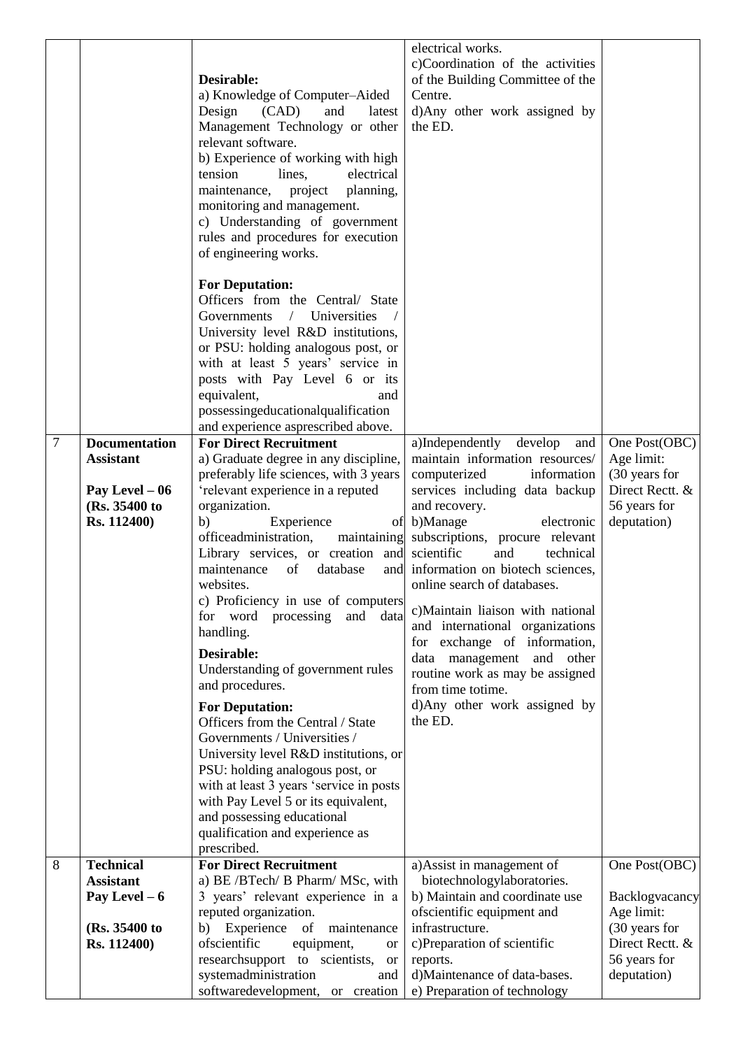| | | | | |
|---|---|---|---|---|
| | | **Desirable:**<br>a) Knowledge of Computer–Aided Design (CAD) and latest Management Technology or other relevant software.<br>b) Experience of working with high tension lines, electrical maintenance, project planning, monitoring and management.<br>c) Understanding of government rules and procedures for execution of engineering works.<br><br>**For Deputation:**<br>Officers from the Central/ State Governments / Universities / University level R&D institutions, or PSU: holding analogous post, or with at least 5 years' service in posts with Pay Level 6 or its equivalent, and possessingeducationalqualification and experience asprescribed above. | electrical works.<br>c)Coordination of the activities of the Building Committee of the Centre.<br>d)Any other work assigned by the ED. | |
| 7 | **Documentation Assistant**<br><br>**Pay Level – 06 (Rs. 35400 to Rs. 112400)** | **For Direct Recruitment**<br>a) Graduate degree in any discipline, preferably life sciences, with 3 years 'relevant experience in a reputed organization.<br>b) Experience of officeadministration, maintaining Library services, or creation and maintenance of database and websites.<br>c) Proficiency in use of computers for word processing and data handling.<br>**Desirable:**<br>Understanding of government rules and procedures.<br>**For Deputation:**<br>Officers from the Central / State Governments / Universities / University level R&D institutions, or PSU: holding analogous post, or with at least 3 years 'service in posts with Pay Level 5 or its equivalent, and possessing educational qualification and experience as prescribed. | a)Independently develop and maintain information resources/ computerized information services including data backup and recovery.<br>b)Manage electronic subscriptions, procure relevant scientific and technical information on biotech sciences, online search of databases.<br>c)Maintain liaison with national and international organizations for exchange of information, data management and other routine work as may be assigned from time totime.<br>d)Any other work assigned by the ED. | One Post(OBC)<br>Age limit:<br>(30 years for Direct Rectt. & 56 years for deputation) |
| 8 | **Technical Assistant**<br>**Pay Level – 6**<br><br>**(Rs. 35400 to Rs. 112400)** | **For Direct Recruitment**<br>a) BE /BTech/ B Pharm/ MSc, with 3 years' relevant experience in a reputed organization.<br>b) Experience of maintenance ofscientific equipment, or researchsupport to scientists, or systemadministration and softwaredevelopment, or creation | a)Assist in management of biotechnologylaboratories.<br>b) Maintain and coordinate use ofscientific equipment and infrastructure.<br>c)Preparation of scientific reports.<br>d)Maintenance of data-bases.<br>e) Preparation of technology | One Post(OBC)<br><br>Backlogvacancy<br>Age limit:<br>(30 years for Direct Rectt. & 56 years for deputation) |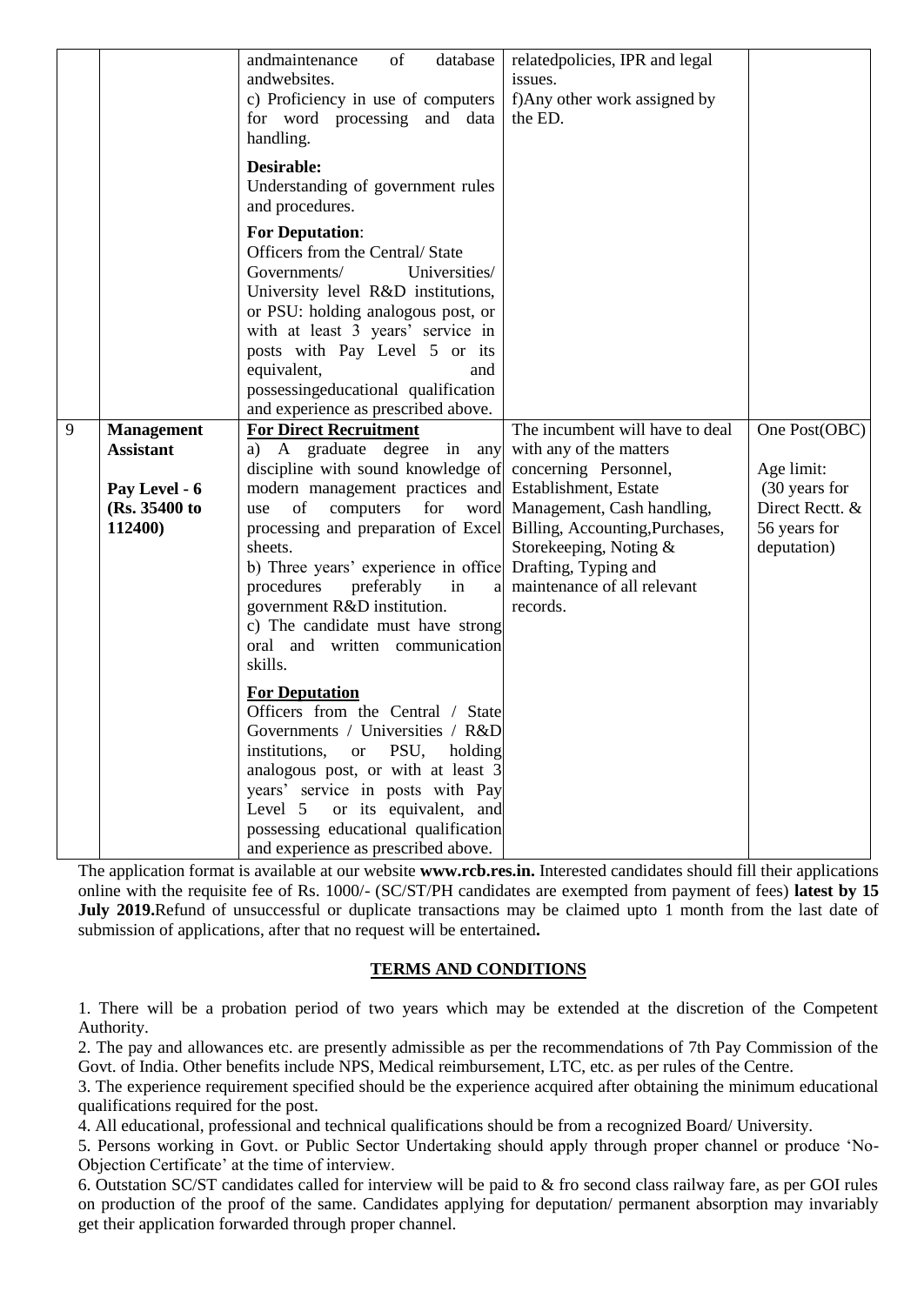| | | | | |
|---|---|---|---|---|
| | | andmaintenance of database andwebsites.<br>c) Proficiency in use of computers for word processing and data handling.<br><br>**Desirable:**<br>Understanding of government rules and procedures.<br><br>**For Deputation**:<br>Officers from the Central/ State Governments/ Universities/ University level R&D institutions, or PSU: holding analogous post, or with at least 3 years' service in posts with Pay Level 5 or its equivalent, and possessingeducational qualification and experience as prescribed above. | relatedpolicies, IPR and legal issues.<br>f)Any other work assigned by the ED. | |
| 9 | **Management Assistant**<br><br>**Pay Level - 6 (Rs. 35400 to 112400)** | **For Direct Recruitment**<br>a) A graduate degree in any discipline with sound knowledge of modern management practices and use of computers for word processing and preparation of Excel sheets.<br>b) Three years' experience in office procedures preferably in a government R&D institution.<br>c) The candidate must have strong oral and written communication skills.<br><br>**For Deputation**<br>Officers from the Central / State Governments / Universities / R&D institutions, or PSU, holding analogous post, or with at least 3 years' service in posts with Pay Level 5 or its equivalent, and possessing educational qualification and experience as prescribed above. | The incumbent will have to deal with any of the matters concerning Personnel, Establishment, Estate Management, Cash handling, Billing, Accounting,Purchases, Storekeeping, Noting & Drafting, Typing and maintenance of all relevant records. | One Post(OBC)<br><br>Age limit:<br>(30 years for Direct Rectt. & 56 years for deputation) |

The application format is available at our website **www.rcb.res.in.** Interested candidates should fill their applications online with the requisite fee of Rs. 1000/- (SC/ST/PH candidates are exempted from payment of fees) **latest by 15 July 2019.**Refund of unsuccessful or duplicate transactions may be claimed upto 1 month from the last date of submission of applications, after that no request will be entertained**.**

## TERMS AND CONDITIONS

1. There will be a probation period of two years which may be extended at the discretion of the Competent Authority.
2. The pay and allowances etc. are presently admissible as per the recommendations of 7th Pay Commission of the Govt. of India. Other benefits include NPS, Medical reimbursement, LTC, etc. as per rules of the Centre.
3. The experience requirement specified should be the experience acquired after obtaining the minimum educational qualifications required for the post.
4. All educational, professional and technical qualifications should be from a recognized Board/ University.
5. Persons working in Govt. or Public Sector Undertaking should apply through proper channel or produce 'No-Objection Certificate' at the time of interview.
6. Outstation SC/ST candidates called for interview will be paid to & fro second class railway fare, as per GOI rules on production of the proof of the same. Candidates applying for deputation/ permanent absorption may invariably get their application forwarded through proper channel.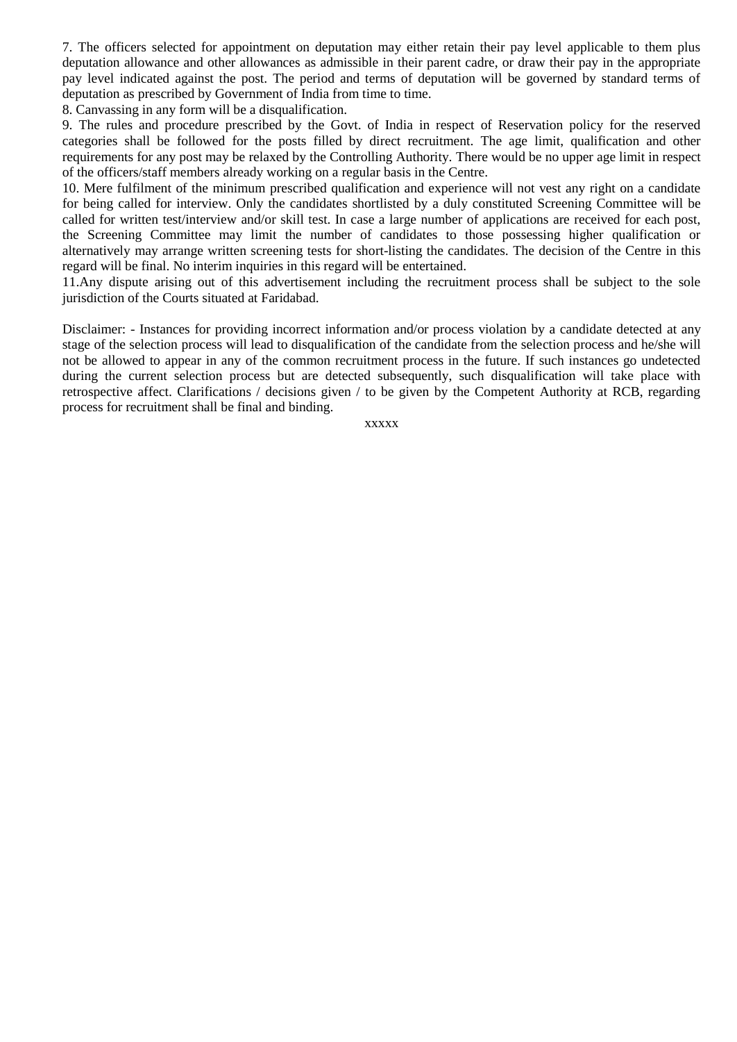7. The officers selected for appointment on deputation may either retain their pay level applicable to them plus deputation allowance and other allowances as admissible in their parent cadre, or draw their pay in the appropriate pay level indicated against the post. The period and terms of deputation will be governed by standard terms of deputation as prescribed by Government of India from time to time.

8. Canvassing in any form will be a disqualification.

9. The rules and procedure prescribed by the Govt. of India in respect of Reservation policy for the reserved categories shall be followed for the posts filled by direct recruitment. The age limit, qualification and other requirements for any post may be relaxed by the Controlling Authority. There would be no upper age limit in respect of the officers/staff members already working on a regular basis in the Centre.

10. Mere fulfilment of the minimum prescribed qualification and experience will not vest any right on a candidate for being called for interview. Only the candidates shortlisted by a duly constituted Screening Committee will be called for written test/interview and/or skill test. In case a large number of applications are received for each post, the Screening Committee may limit the number of candidates to those possessing higher qualification or alternatively may arrange written screening tests for short-listing the candidates. The decision of the Centre in this regard will be final. No interim inquiries in this regard will be entertained.

11.Any dispute arising out of this advertisement including the recruitment process shall be subject to the sole jurisdiction of the Courts situated at Faridabad.

Disclaimer: - Instances for providing incorrect information and/or process violation by a candidate detected at any stage of the selection process will lead to disqualification of the candidate from the selection process and he/she will not be allowed to appear in any of the common recruitment process in the future. If such instances go undetected during the current selection process but are detected subsequently, such disqualification will take place with retrospective affect. Clarifications / decisions given / to be given by the Competent Authority at RCB, regarding process for recruitment shall be final and binding.

xxxxx